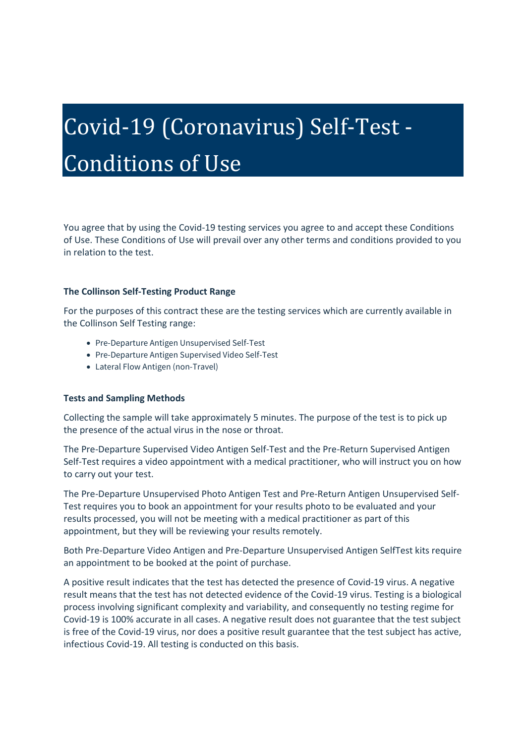# Covid-19 (Coronavirus) Self-Test - Conditions of Use

You agree that by using the Covid-19 testing services you agree to and accept these Conditions of Use. These Conditions of Use will prevail over any other terms and conditions provided to you in relation to the test.

**The Collinson Self-Testing Product Range**

For the purposes of this contract these are the testing services which are currently available in the Collinson Self Testing range:

- Pre-Departure Antigen Unsupervised Self-Test
- Pre-Departure Antigen Supervised Video Self-Test
- Lateral Flow Antigen (non-Travel)

**Tests and Sampling Methods**

Collecting the sample will take approximately 5 minutes. The purpose of the test is to pick up the presence of the actual virus in the nose or throat.

The Pre-Departure Supervised Video Antigen Self-Test and the Pre-Return Supervised Antigen Self-Test requires a video appointment with a medical practitioner, who will instruct you on how to carry out your test.

The Pre-Departure Unsupervised Photo Antigen Test and Pre-Return Antigen Unsupervised Self-Test requires you to book an appointment for your results photo to be evaluated and your results processed, you will not be meeting with a medical practitioner as part of this appointment, but they will be reviewing your results remotely.

Both Pre-Departure Video Antigen and Pre-Departure Unsupervised Antigen SelfTest kits require an appointment to be booked at the point of purchase.

A positive result indicates that the test has detected the presence of Covid-19 virus. A negative result means that the test has not detected evidence of the Covid-19 virus. Testing is a biological process involving significant complexity and variability, and consequently no testing regime for Covid-19 is 100% accurate in all cases. A negative result does not guarantee that the test subject is free of the Covid-19 virus, nor does a positive result guarantee that the test subject has active, infectious Covid-19. All testing is conducted on this basis.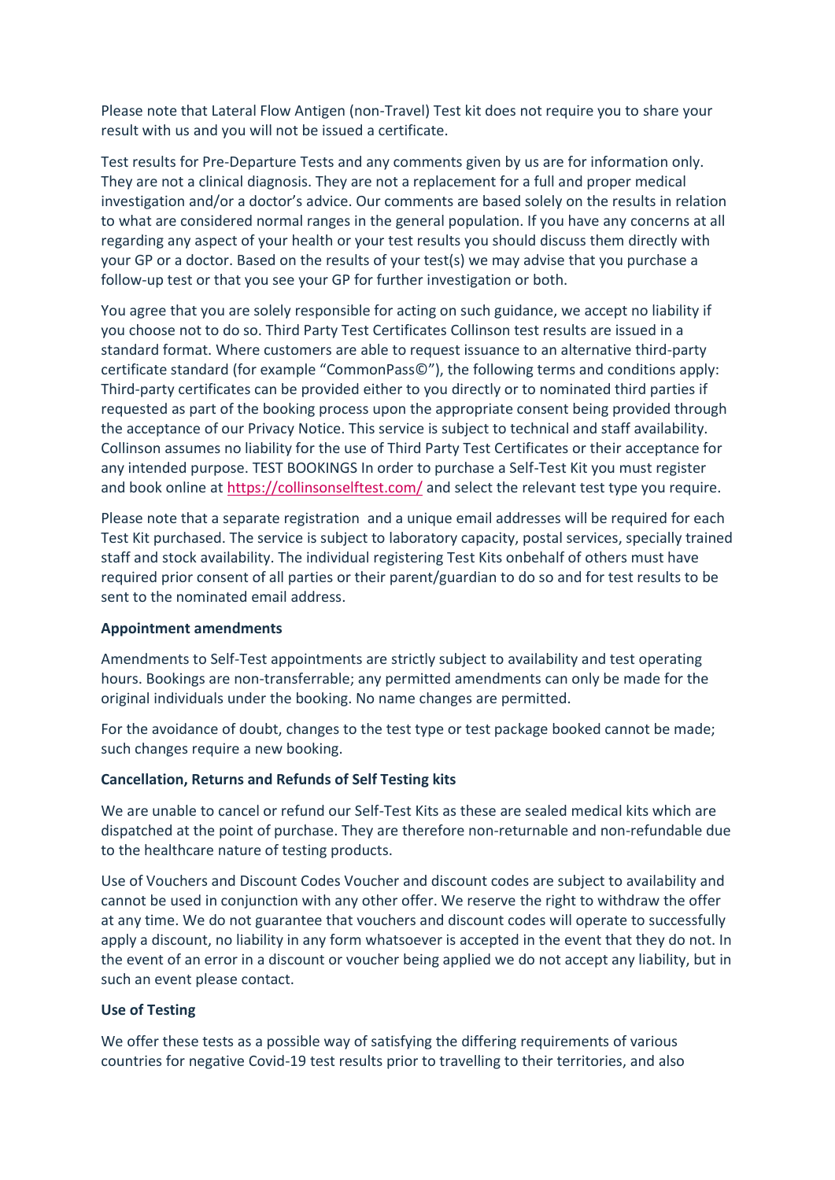Please note that Lateral Flow Antigen (non-Travel) Test kit does not require you to share your result with us and you will not be issued a certificate.

Test results for Pre-Departure Tests and any comments given by us are for information only. They are not a clinical diagnosis. They are not a replacement for a full and proper medical investigation and/or a doctor's advice. Our comments are based solely on the results in relation to what are considered normal ranges in the general population. If you have any concerns at all regarding any aspect of your health or your test results you should discuss them directly with your GP or a doctor. Based on the results of your test(s) we may advise that you purchase a follow-up test or that you see your GP for further investigation or both.

You agree that you are solely responsible for acting on such guidance, we accept no liability if you choose not to do so. Third Party Test Certificates Collinson test results are issued in a standard format. Where customers are able to request issuance to an alternative third-party certificate standard (for example "CommonPass©"), the following terms and conditions apply: Third-party certificates can be provided either to you directly or to nominated third parties if requested as part of the booking process upon the appropriate consent being provided through the acceptance of our Privacy Notice. This service is subject to technical and staff availability. Collinson assumes no liability for the use of Third Party Test Certificates or their acceptance for any intended purpose. TEST BOOKINGS In order to purchase a Self-Test Kit you must register and book online at https://collinsonselftest.com/ and select the relevant test type you require.

Please note that a separate registration  and a unique email addresses will be required for each Test Kit purchased. The service is subject to laboratory capacity, postal services, specially trained staff and stock availability. The individual registering Test Kits onbehalf of others must have required prior consent of all parties or their parent/guardian to do so and for test results to be sent to the nominated email address.

**Appointment amendments**

Amendments to Self-Test appointments are strictly subject to availability and test operating hours. Bookings are non-transferrable; any permitted amendments can only be made for the original individuals under the booking. No name changes are permitted.

For the avoidance of doubt, changes to the test type or test package booked cannot be made; such changes require a new booking.

**Cancellation, Returns and Refunds of Self Testing kits**

We are unable to cancel or refund our Self-Test Kits as these are sealed medical kits which are dispatched at the point of purchase. They are therefore non-returnable and non-refundable due to the healthcare nature of testing products.

Use of Vouchers and Discount Codes Voucher and discount codes are subject to availability and cannot be used in conjunction with any other offer. We reserve the right to withdraw the offer at any time. We do not guarantee that vouchers and discount codes will operate to successfully apply a discount, no liability in any form whatsoever is accepted in the event that they do not. In the event of an error in a discount or voucher being applied we do not accept any liability, but in such an event please contact.

**Use of Testing**

We offer these tests as a possible way of satisfying the differing requirements of various countries for negative Covid-19 test results prior to travelling to their territories, and also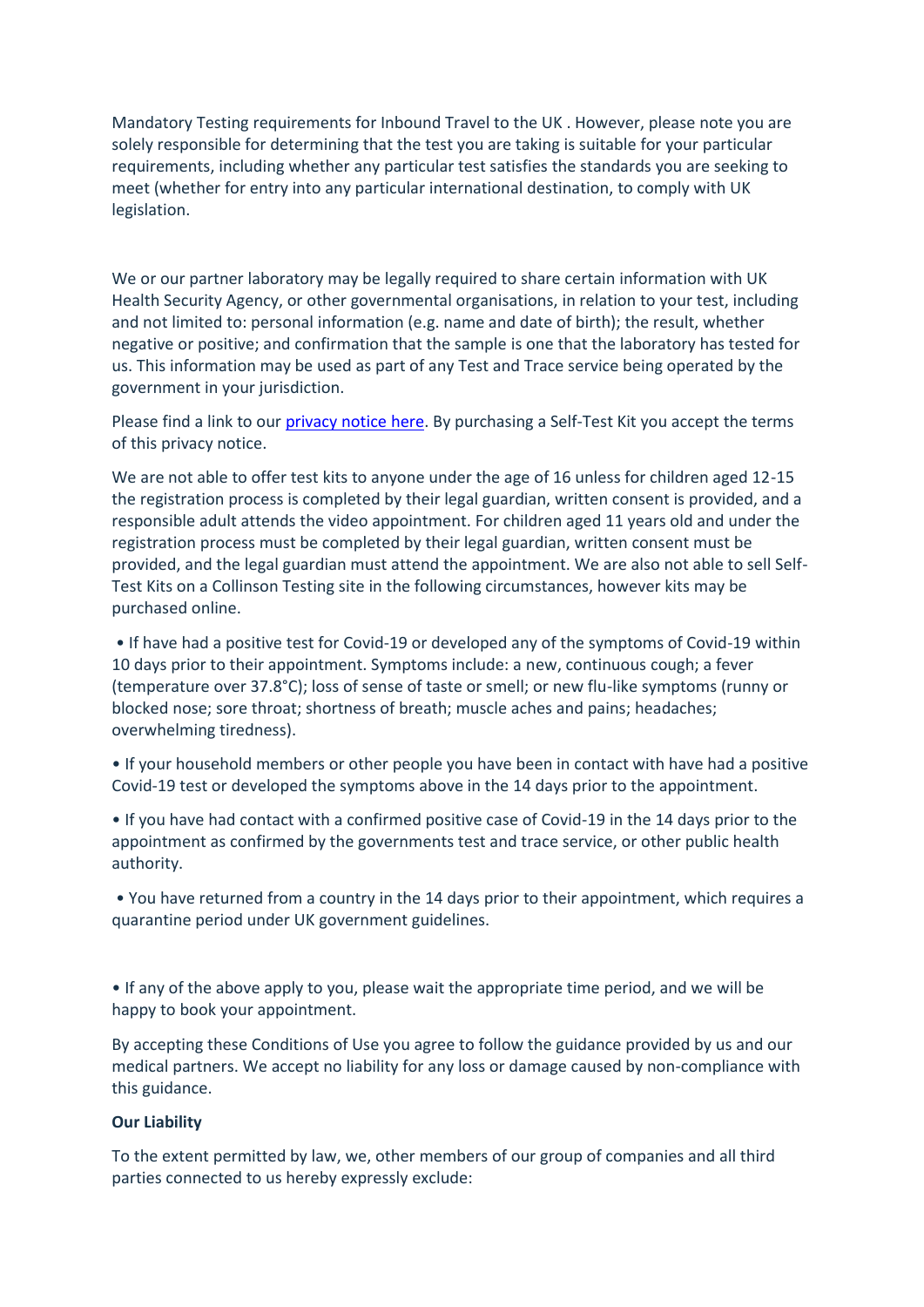Mandatory Testing requirements for Inbound Travel to the UK . However, please note you are solely responsible for determining that the test you are taking is suitable for your particular requirements, including whether any particular test satisfies the standards you are seeking to meet (whether for entry into any particular international destination, to comply with UK legislation.

We or our partner laboratory may be legally required to share certain information with UK Health Security Agency, or other governmental organisations, in relation to your test, including and not limited to: personal information (e.g. name and date of birth); the result, whether negative or positive; and confirmation that the sample is one that the laboratory has tested for us. This information may be used as part of any Test and Trace service being operated by the government in your jurisdiction.

Please find a link to our [privacy notice here](). By purchasing a Self-Test Kit you accept the terms of this privacy notice.

We are not able to offer test kits to anyone under the age of 16 unless for children aged 12-15 the registration process is completed by their legal guardian, written consent is provided, and a responsible adult attends the video appointment. For children aged 11 years old and under the registration process must be completed by their legal guardian, written consent must be provided, and the legal guardian must attend the appointment. We are also not able to sell Self-Test Kits on a Collinson Testing site in the following circumstances, however kits may be purchased online.

- If have had a positive test for Covid-19 or developed any of the symptoms of Covid-19 within 10 days prior to their appointment. Symptoms include: a new, continuous cough; a fever (temperature over 37.8°C); loss of sense of taste or smell; or new flu-like symptoms (runny or blocked nose; sore throat; shortness of breath; muscle aches and pains; headaches; overwhelming tiredness).
- If your household members or other people you have been in contact with have had a positive Covid-19 test or developed the symptoms above in the 14 days prior to the appointment.
- If you have had contact with a confirmed positive case of Covid-19 in the 14 days prior to the appointment as confirmed by the governments test and trace service, or other public health authority.
- You have returned from a country in the 14 days prior to their appointment, which requires a quarantine period under UK government guidelines.

- If any of the above apply to you, please wait the appropriate time period, and we will be happy to book your appointment.

By accepting these Conditions of Use you agree to follow the guidance provided by us and our medical partners. We accept no liability for any loss or damage caused by non-compliance with this guidance.

**Our Liability**

To the extent permitted by law, we, other members of our group of companies and all third parties connected to us hereby expressly exclude: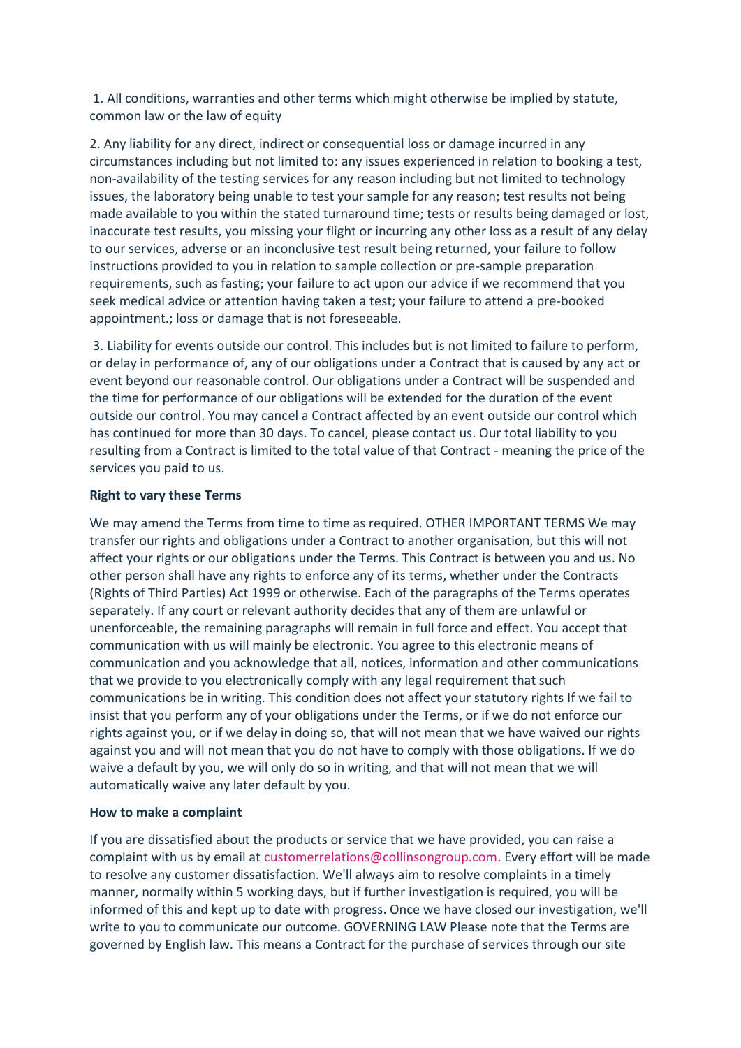1. All conditions, warranties and other terms which might otherwise be implied by statute, common law or the law of equity

2. Any liability for any direct, indirect or consequential loss or damage incurred in any circumstances including but not limited to: any issues experienced in relation to booking a test, non-availability of the testing services for any reason including but not limited to technology issues, the laboratory being unable to test your sample for any reason; test results not being made available to you within the stated turnaround time; tests or results being damaged or lost, inaccurate test results, you missing your flight or incurring any other loss as a result of any delay to our services, adverse or an inconclusive test result being returned, your failure to follow instructions provided to you in relation to sample collection or pre-sample preparation requirements, such as fasting; your failure to act upon our advice if we recommend that you seek medical advice or attention having taken a test; your failure to attend a pre-booked appointment.; loss or damage that is not foreseeable.

3. Liability for events outside our control. This includes but is not limited to failure to perform, or delay in performance of, any of our obligations under a Contract that is caused by any act or event beyond our reasonable control. Our obligations under a Contract will be suspended and the time for performance of our obligations will be extended for the duration of the event outside our control. You may cancel a Contract affected by an event outside our control which has continued for more than 30 days. To cancel, please contact us. Our total liability to you resulting from a Contract is limited to the total value of that Contract - meaning the price of the services you paid to us.

**Right to vary these Terms**

We may amend the Terms from time to time as required. OTHER IMPORTANT TERMS We may transfer our rights and obligations under a Contract to another organisation, but this will not affect your rights or our obligations under the Terms. This Contract is between you and us. No other person shall have any rights to enforce any of its terms, whether under the Contracts (Rights of Third Parties) Act 1999 or otherwise. Each of the paragraphs of the Terms operates separately. If any court or relevant authority decides that any of them are unlawful or unenforceable, the remaining paragraphs will remain in full force and effect. You accept that communication with us will mainly be electronic. You agree to this electronic means of communication and you acknowledge that all, notices, information and other communications that we provide to you electronically comply with any legal requirement that such communications be in writing. This condition does not affect your statutory rights If we fail to insist that you perform any of your obligations under the Terms, or if we do not enforce our rights against you, or if we delay in doing so, that will not mean that we have waived our rights against you and will not mean that you do not have to comply with those obligations. If we do waive a default by you, we will only do so in writing, and that will not mean that we will automatically waive any later default by you.

**How to make a complaint**

If you are dissatisfied about the products or service that we have provided, you can raise a complaint with us by email at customerrelations@collinsongroup.com. Every effort will be made to resolve any customer dissatisfaction. We'll always aim to resolve complaints in a timely manner, normally within 5 working days, but if further investigation is required, you will be informed of this and kept up to date with progress. Once we have closed our investigation, we'll write to you to communicate our outcome. GOVERNING LAW Please note that the Terms are governed by English law. This means a Contract for the purchase of services through our site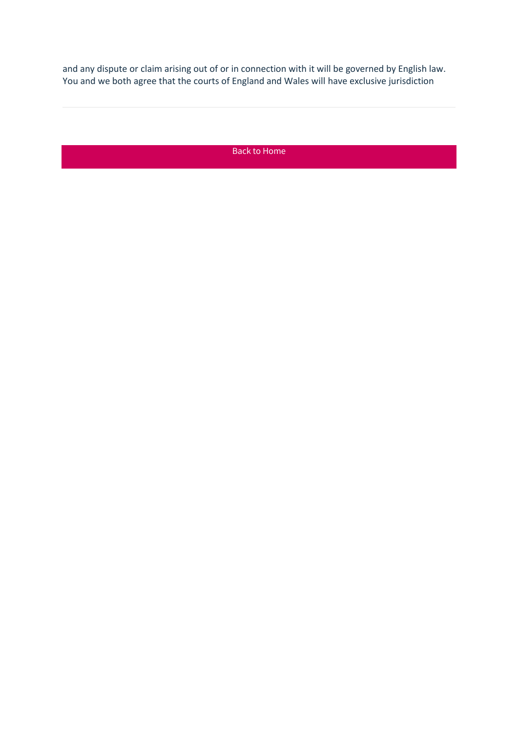and any dispute or claim arising out of or in connection with it will be governed by English law. You and we both agree that the courts of England and Wales will have exclusive jurisdiction

---

Back to Home